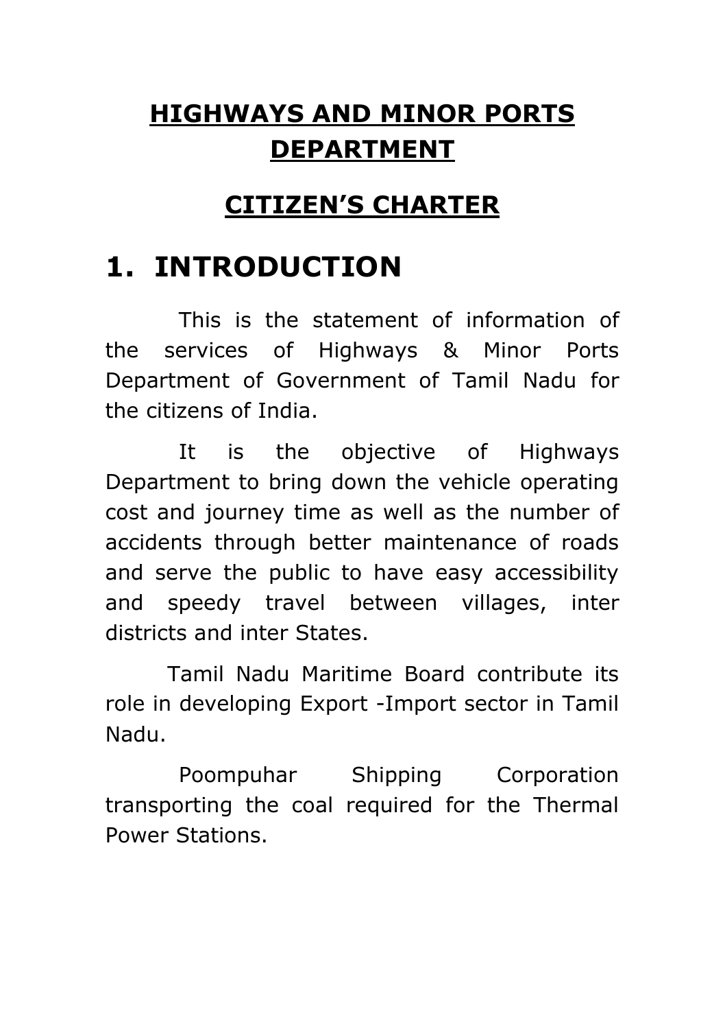# HIGHWAYS AND MINOR PORTS DEPARTMENT

## CITIZEN'S CHARTER

## 1. INTRODUCTION

This is the statement of information of the services of Highways & Minor Ports Department of Government of Tamil Nadu for the citizens of India.

It is the objective of Highways Department to bring down the vehicle operating cost and journey time as well as the number of accidents through better maintenance of roads and serve the public to have easy accessibility and speedy travel between villages, inter districts and inter States.

Tamil Nadu Maritime Board contribute its role in developing Export -Import sector in Tamil Nadu.

Poompuhar Shipping Corporation transporting the coal required for the Thermal Power Stations.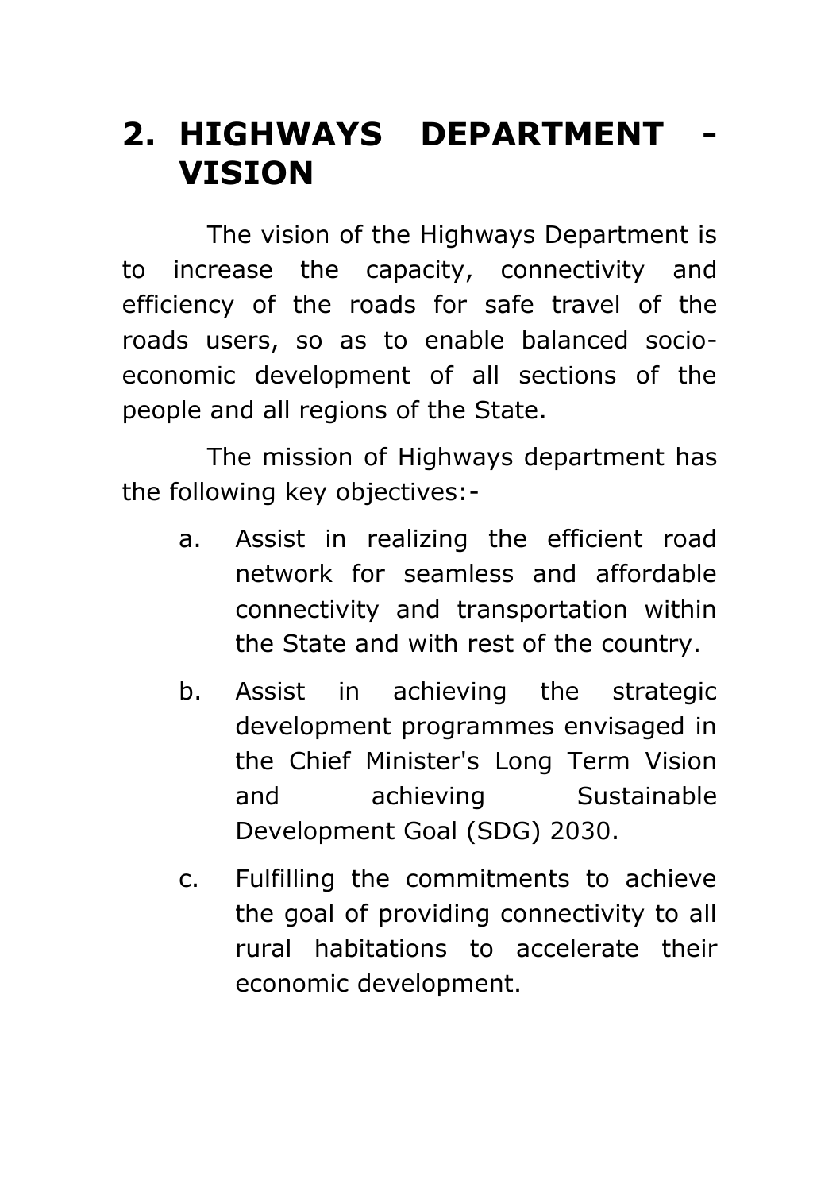## 2. HIGHWAYS DEPARTMENT - VISION

The vision of the Highways Department is to increase the capacity, connectivity and efficiency of the roads for safe travel of the roads users, so as to enable balanced socio-economic development of all sections of the people and all regions of the State.

The mission of Highways department has the following key objectives:-

a. Assist in realizing the efficient road network for seamless and affordable connectivity and transportation within the State and with rest of the country.

b. Assist in achieving the strategic development programmes envisaged in the Chief Minister's Long Term Vision and achieving Sustainable Development Goal (SDG) 2030.

c. Fulfilling the commitments to achieve the goal of providing connectivity to all rural habitations to accelerate their economic development.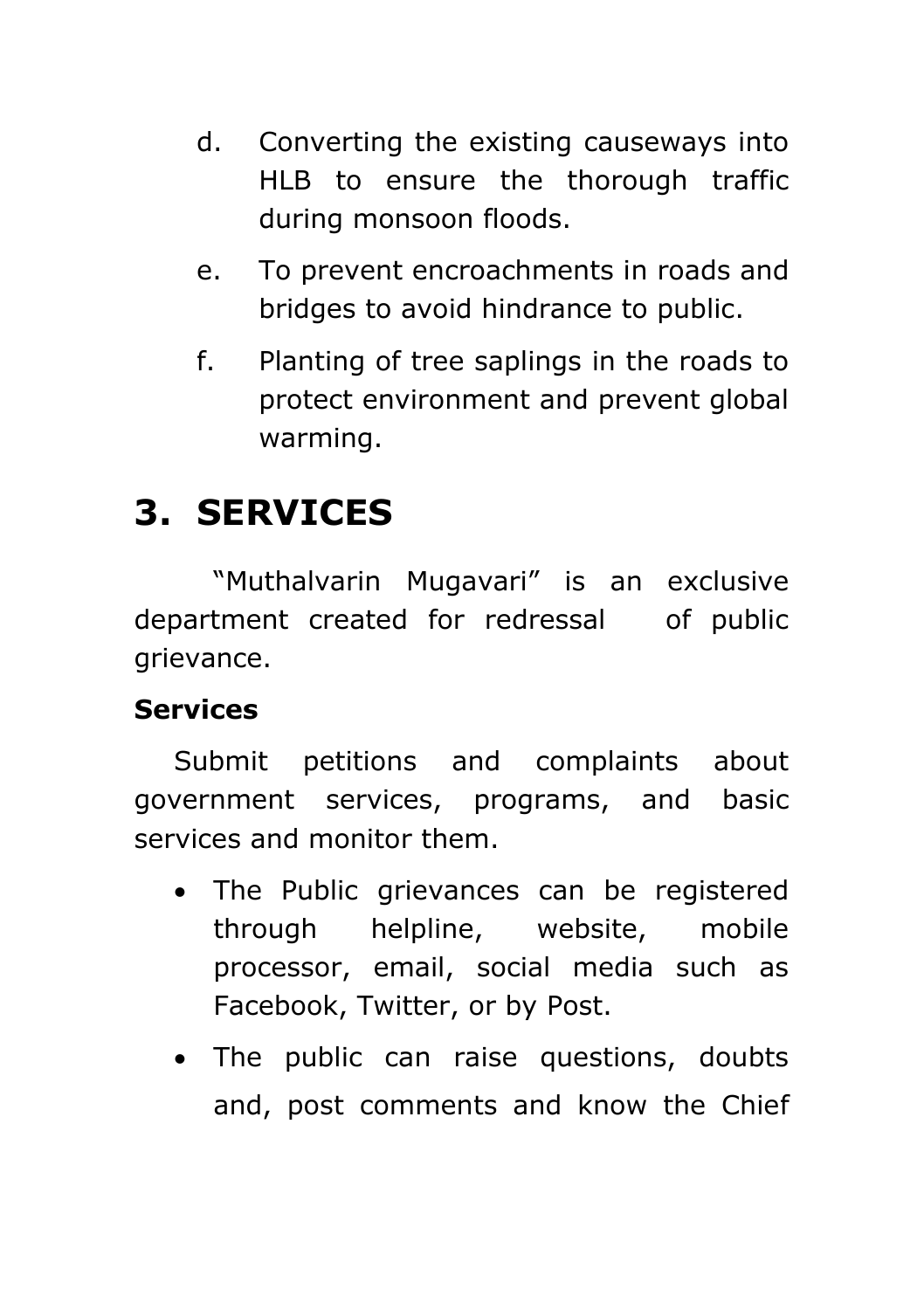d. Converting the existing causeways into HLB to ensure the thorough traffic during monsoon floods.

e. To prevent encroachments in roads and bridges to avoid hindrance to public.

f. Planting of tree saplings in the roads to protect environment and prevent global warming.

# 3. SERVICES

"Muthalvarin Mugavari" is an exclusive department created for redressal of public grievance.

**Services**

Submit petitions and complaints about government services, programs, and basic services and monitor them.

- The Public grievances can be registered through helpline, website, mobile processor, email, social media such as Facebook, Twitter, or by Post.
- The public can raise questions, doubts and, post comments and know the Chief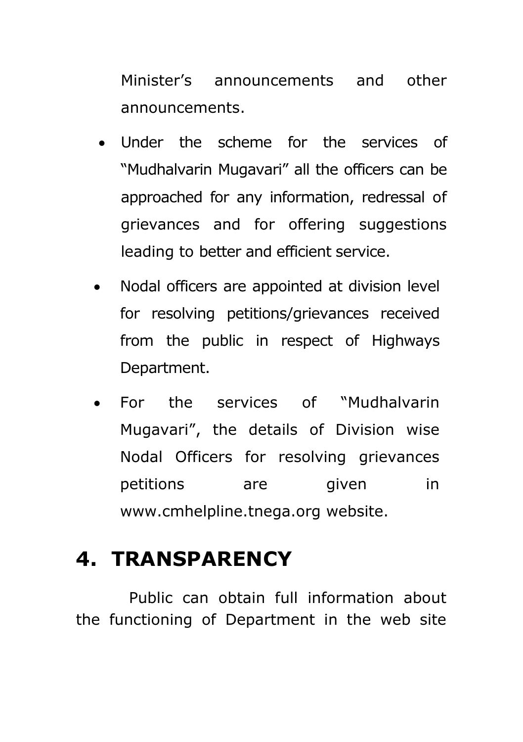Minister's announcements and other announcements.

- Under the scheme for the services of "Mudhalvarin Mugavari" all the officers can be approached for any information, redressal of grievances and for offering suggestions leading to better and efficient service.
- Nodal officers are appointed at division level for resolving petitions/grievances received from the public in respect of Highways Department.
- For the services of "Mudhalvarin Mugavari", the details of Division wise Nodal Officers for resolving grievances petitions are given in www.cmhelpline.tnega.org website.

# 4. TRANSPARENCY

Public can obtain full information about the functioning of Department in the web site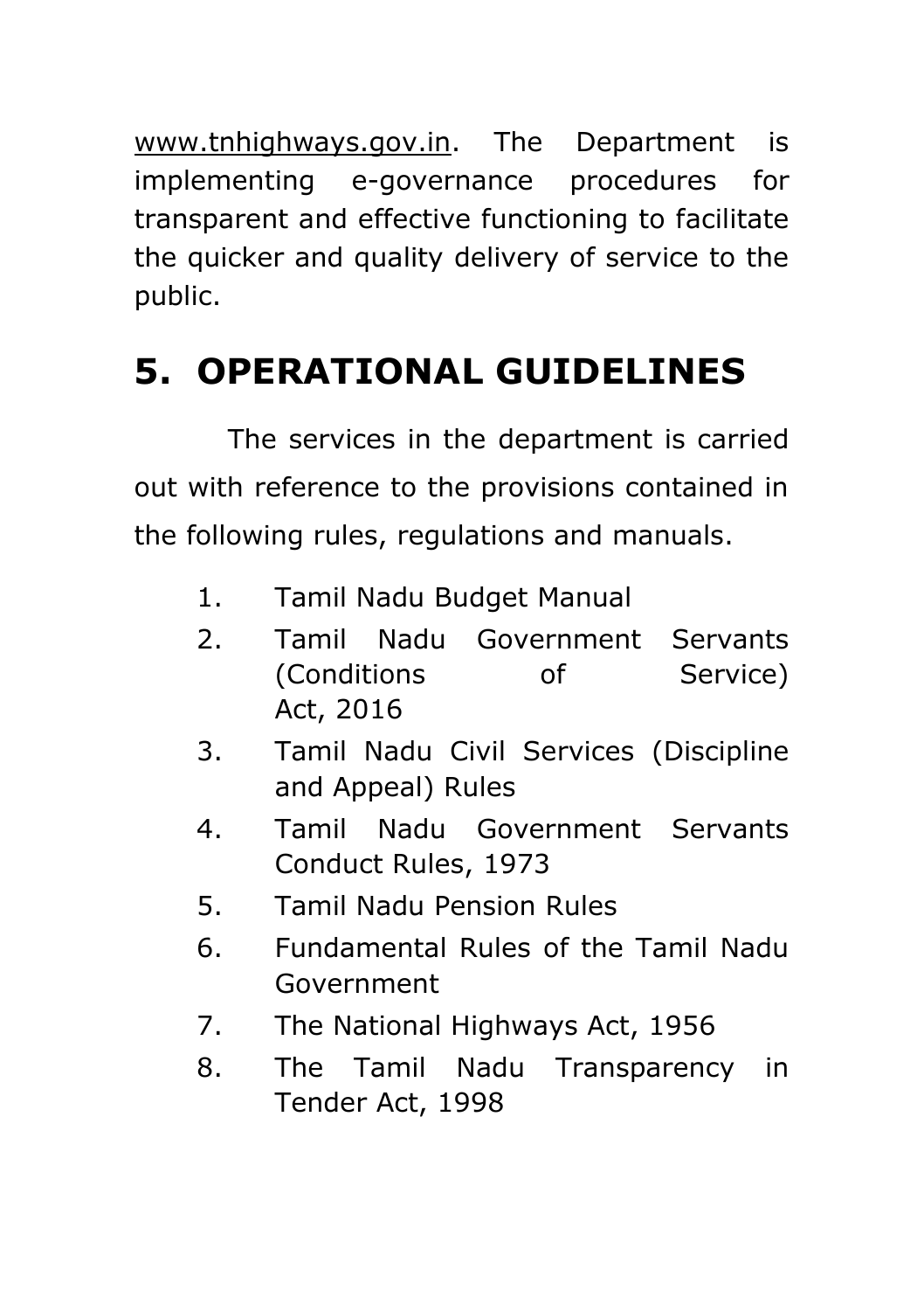www.tnhighways.gov.in. The Department is implementing e-governance procedures for transparent and effective functioning to facilitate the quicker and quality delivery of service to the public.

# 5. OPERATIONAL GUIDELINES

The services in the department is carried out with reference to the provisions contained in the following rules, regulations and manuals.

1. Tamil Nadu Budget Manual
2. Tamil Nadu Government Servants (Conditions of Service) Act, 2016
3. Tamil Nadu Civil Services (Discipline and Appeal) Rules
4. Tamil Nadu Government Servants Conduct Rules, 1973
5. Tamil Nadu Pension Rules
6. Fundamental Rules of the Tamil Nadu Government
7. The National Highways Act, 1956
8. The Tamil Nadu Transparency in Tender Act, 1998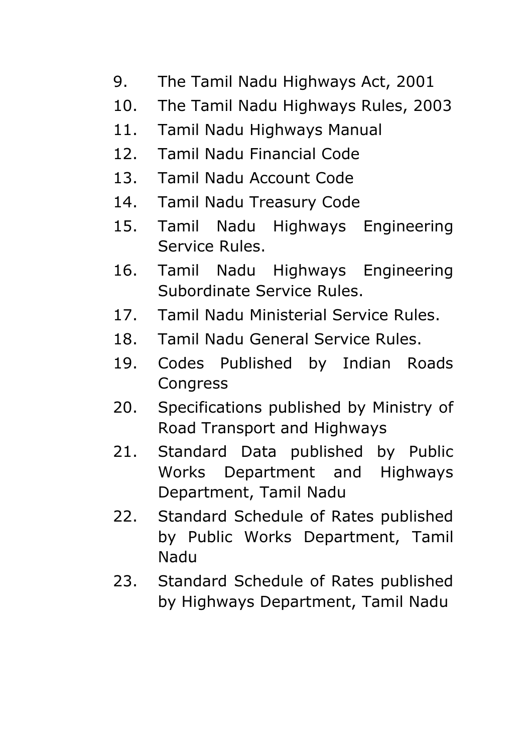9. The Tamil Nadu Highways Act, 2001
10. The Tamil Nadu Highways Rules, 2003
11. Tamil Nadu Highways Manual
12. Tamil Nadu Financial Code
13. Tamil Nadu Account Code
14. Tamil Nadu Treasury Code
15. Tamil Nadu Highways Engineering Service Rules.
16. Tamil Nadu Highways Engineering Subordinate Service Rules.
17. Tamil Nadu Ministerial Service Rules.
18. Tamil Nadu General Service Rules.
19. Codes Published by Indian Roads Congress
20. Specifications published by Ministry of Road Transport and Highways
21. Standard Data published by Public Works Department and Highways Department, Tamil Nadu
22. Standard Schedule of Rates published by Public Works Department, Tamil Nadu
23. Standard Schedule of Rates published by Highways Department, Tamil Nadu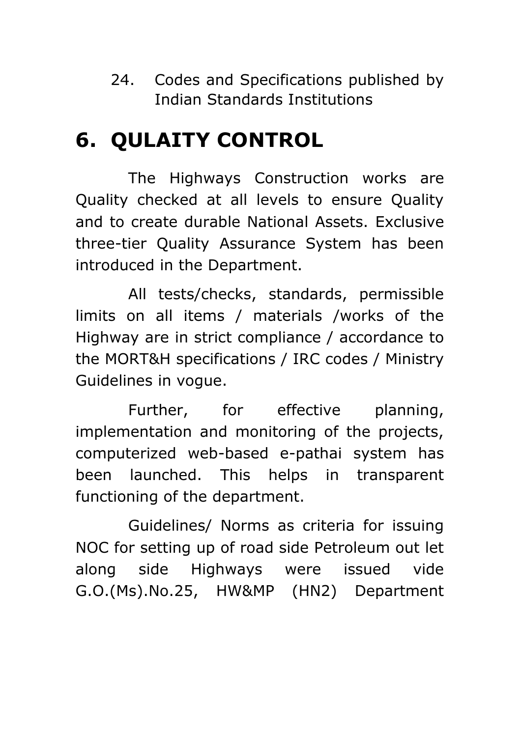24. Codes and Specifications published by Indian Standards Institutions

# 6. QULAITY CONTROL

The Highways Construction works are Quality checked at all levels to ensure Quality and to create durable National Assets. Exclusive three-tier Quality Assurance System has been introduced in the Department.

All tests/checks, standards, permissible limits on all items / materials /works of the Highway are in strict compliance / accordance to the MORT&H specifications / IRC codes / Ministry Guidelines in vogue.

Further, for effective planning, implementation and monitoring of the projects, computerized web-based e-pathai system has been launched. This helps in transparent functioning of the department.

Guidelines/ Norms as criteria for issuing NOC for setting up of road side Petroleum out let along side Highways were issued vide G.O.(Ms).No.25, HW&MP (HN2) Department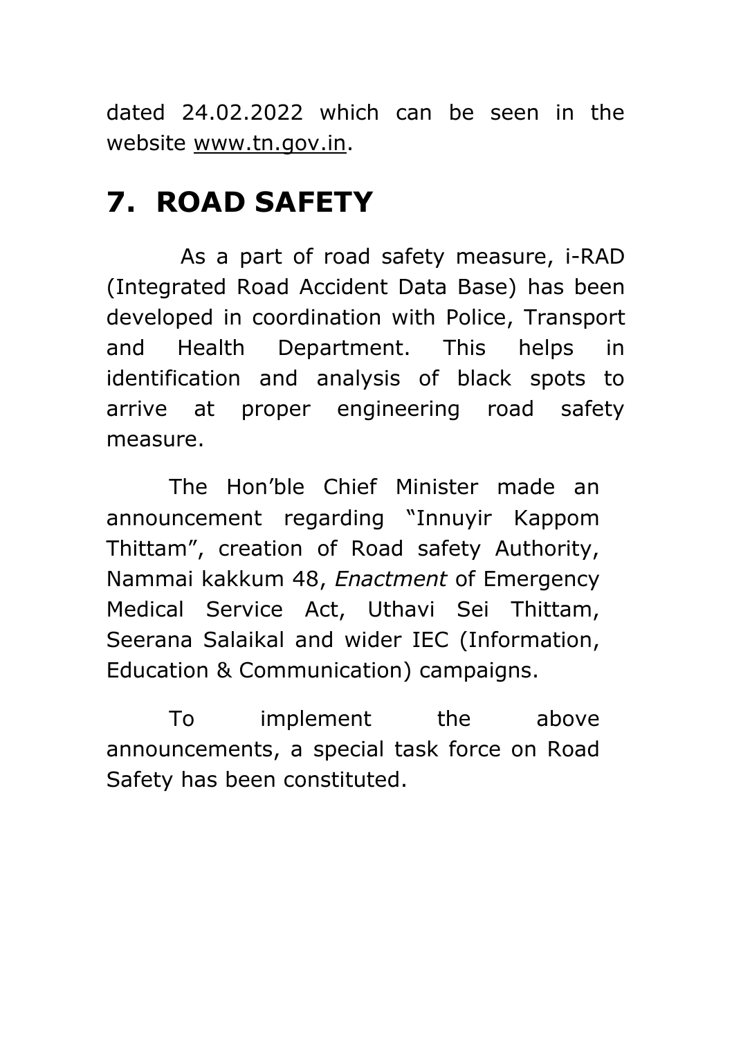dated 24.02.2022 which can be seen in the website www.tn.gov.in.

# 7. ROAD SAFETY

As a part of road safety measure, i-RAD (Integrated Road Accident Data Base) has been developed in coordination with Police, Transport and Health Department. This helps in identification and analysis of black spots to arrive at proper engineering road safety measure.

The Hon'ble Chief Minister made an announcement regarding "Innuyir Kappom Thittam", creation of Road safety Authority, Nammai kakkum 48, *Enactment* of Emergency Medical Service Act, Uthavi Sei Thittam, Seerana Salaikal and wider IEC (Information, Education & Communication) campaigns.

To implement the above announcements, a special task force on Road Safety has been constituted.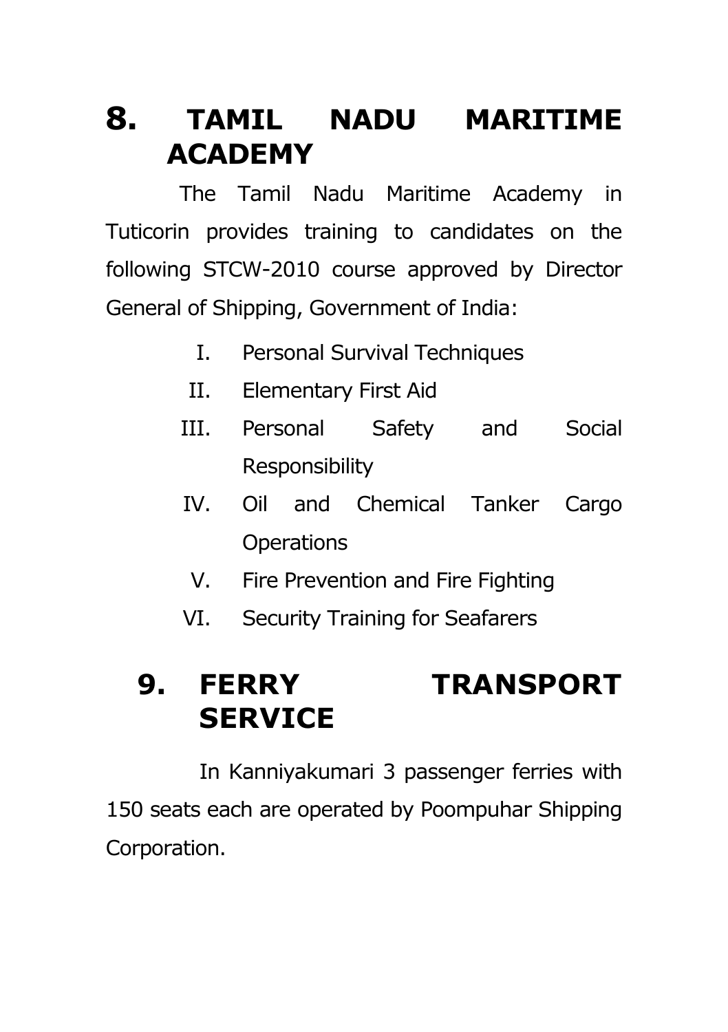## 8. TAMIL NADU MARITIME ACADEMY

The Tamil Nadu Maritime Academy in Tuticorin provides training to candidates on the following STCW-2010 course approved by Director General of Shipping, Government of India:

I. Personal Survival Techniques
II. Elementary First Aid
III. Personal Safety and Social Responsibility
IV. Oil and Chemical Tanker Cargo Operations
V. Fire Prevention and Fire Fighting
VI. Security Training for Seafarers

## 9. FERRY TRANSPORT SERVICE

In Kanniyakumari 3 passenger ferries with 150 seats each are operated by Poompuhar Shipping Corporation.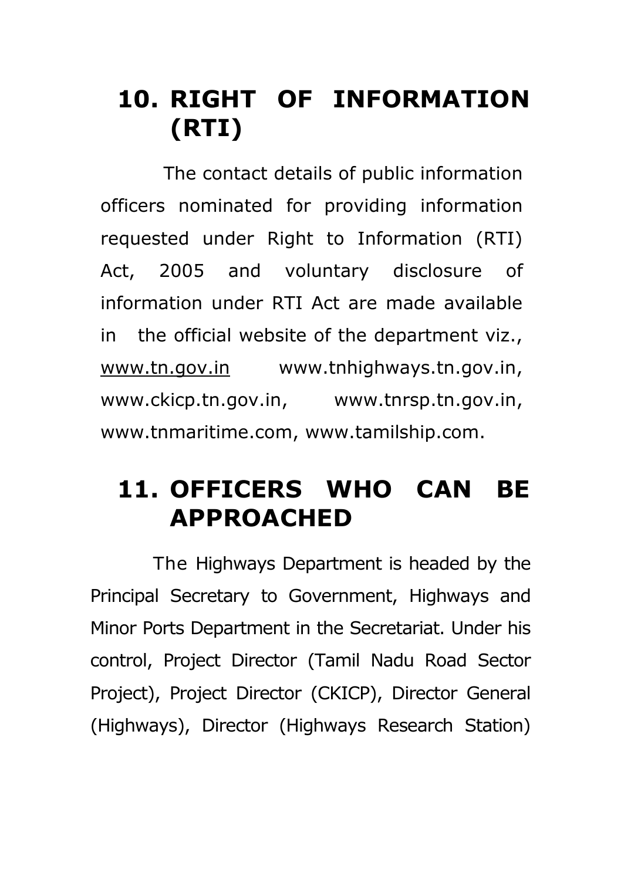## 10. RIGHT OF INFORMATION (RTI)

The contact details of public information officers nominated for providing information requested under Right to Information (RTI) Act, 2005 and voluntary disclosure of information under RTI Act are made available in the official website of the department viz., www.tn.gov.in www.tnhighways.tn.gov.in, www.ckicp.tn.gov.in, www.tnrsp.tn.gov.in, www.tnmaritime.com, www.tamilship.com.

## 11. OFFICERS WHO CAN BE APPROACHED

The Highways Department is headed by the Principal Secretary to Government, Highways and Minor Ports Department in the Secretariat. Under his control, Project Director (Tamil Nadu Road Sector Project), Project Director (CKICP), Director General (Highways), Director (Highways Research Station)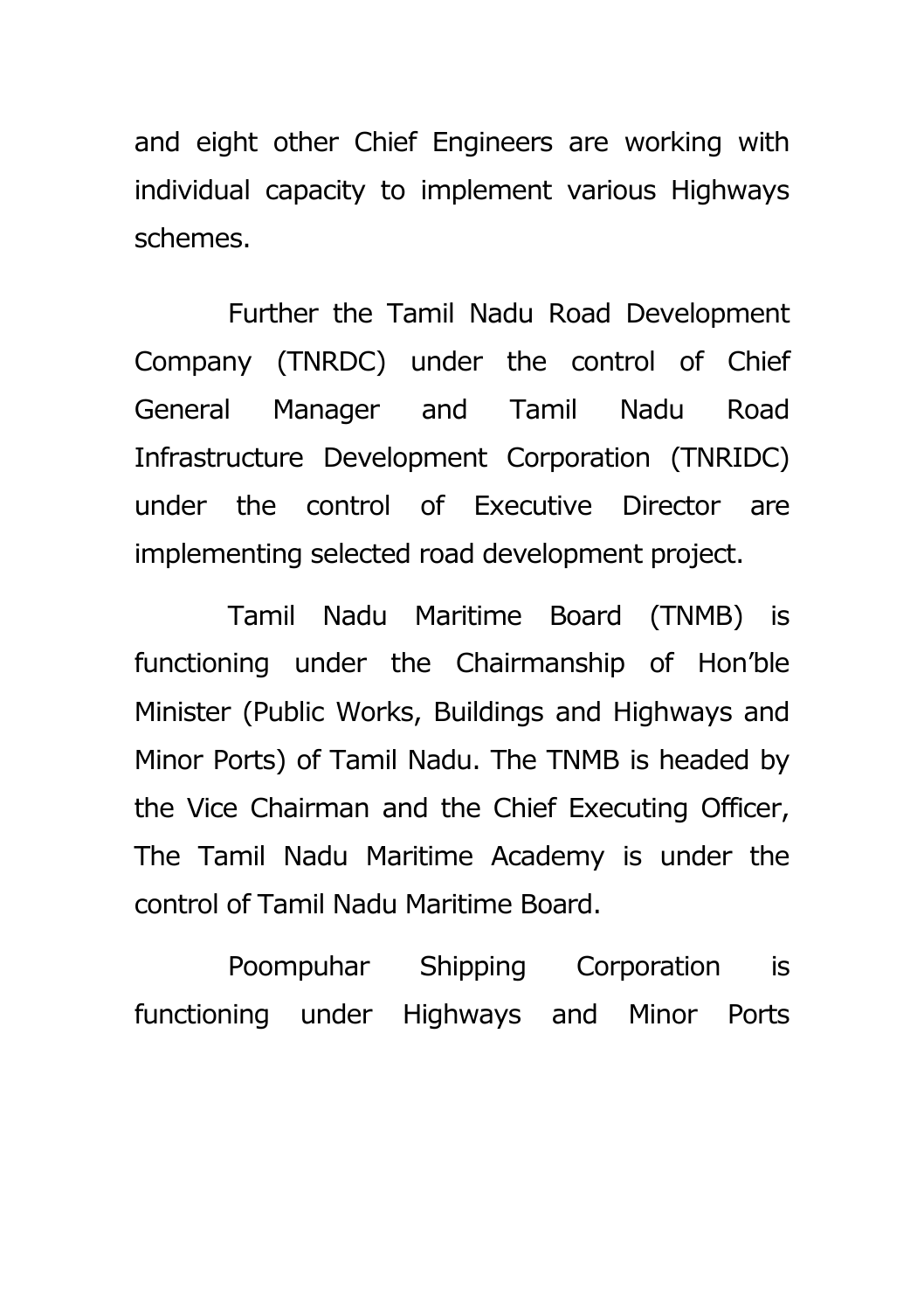and eight other Chief Engineers are working with individual capacity to implement various Highways schemes.

Further the Tamil Nadu Road Development Company (TNRDC) under the control of Chief General Manager and Tamil Nadu Road Infrastructure Development Corporation (TNRIDC) under the control of Executive Director are implementing selected road development project.

Tamil Nadu Maritime Board (TNMB) is functioning under the Chairmanship of Hon'ble Minister (Public Works, Buildings and Highways and Minor Ports) of Tamil Nadu. The TNMB is headed by the Vice Chairman and the Chief Executing Officer, The Tamil Nadu Maritime Academy is under the control of Tamil Nadu Maritime Board.

Poompuhar Shipping Corporation is functioning under Highways and Minor Ports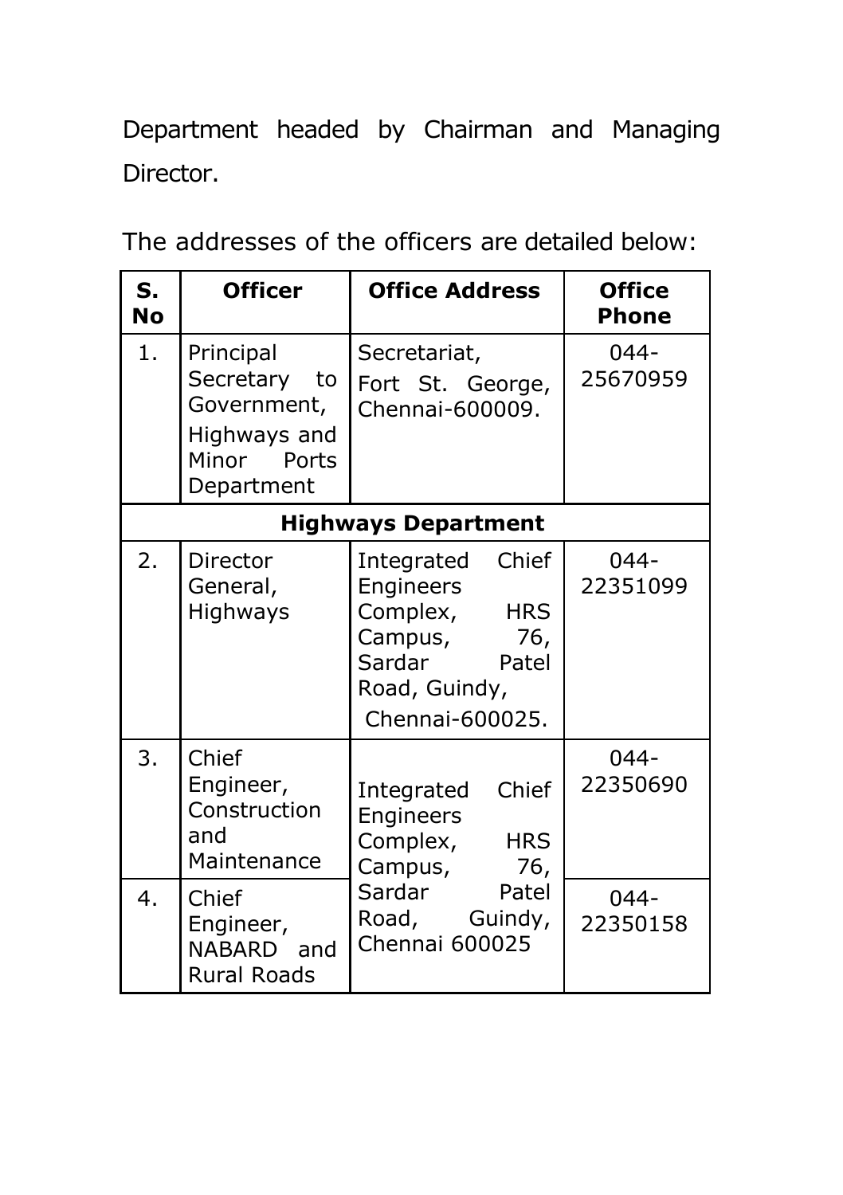Department headed by Chairman and Managing Director.

The addresses of the officers are detailed below:

| S. No | Officer | Office Address | Office Phone |
| --- | --- | --- | --- |
| 1. | Principal Secretary to Government, Highways and Minor Ports Department | Secretariat, Fort St. George, Chennai-600009. | 044-25670959 |
| **Highways Department** | | | |
| 2. | Director General, Highways | Integrated Chief Engineers Complex, HRS Campus, 76, Sardar Patel Road, Guindy, Chennai-600025. | 044-22351099 |
| 3. | Chief Engineer, Construction and Maintenance | Integrated Chief Engineers Complex, HRS Campus, 76, Sardar Patel Road, Guindy, Chennai 600025 | 044-22350690 |
| 4. | Chief Engineer, NABARD and Rural Roads | | 044-22350158 |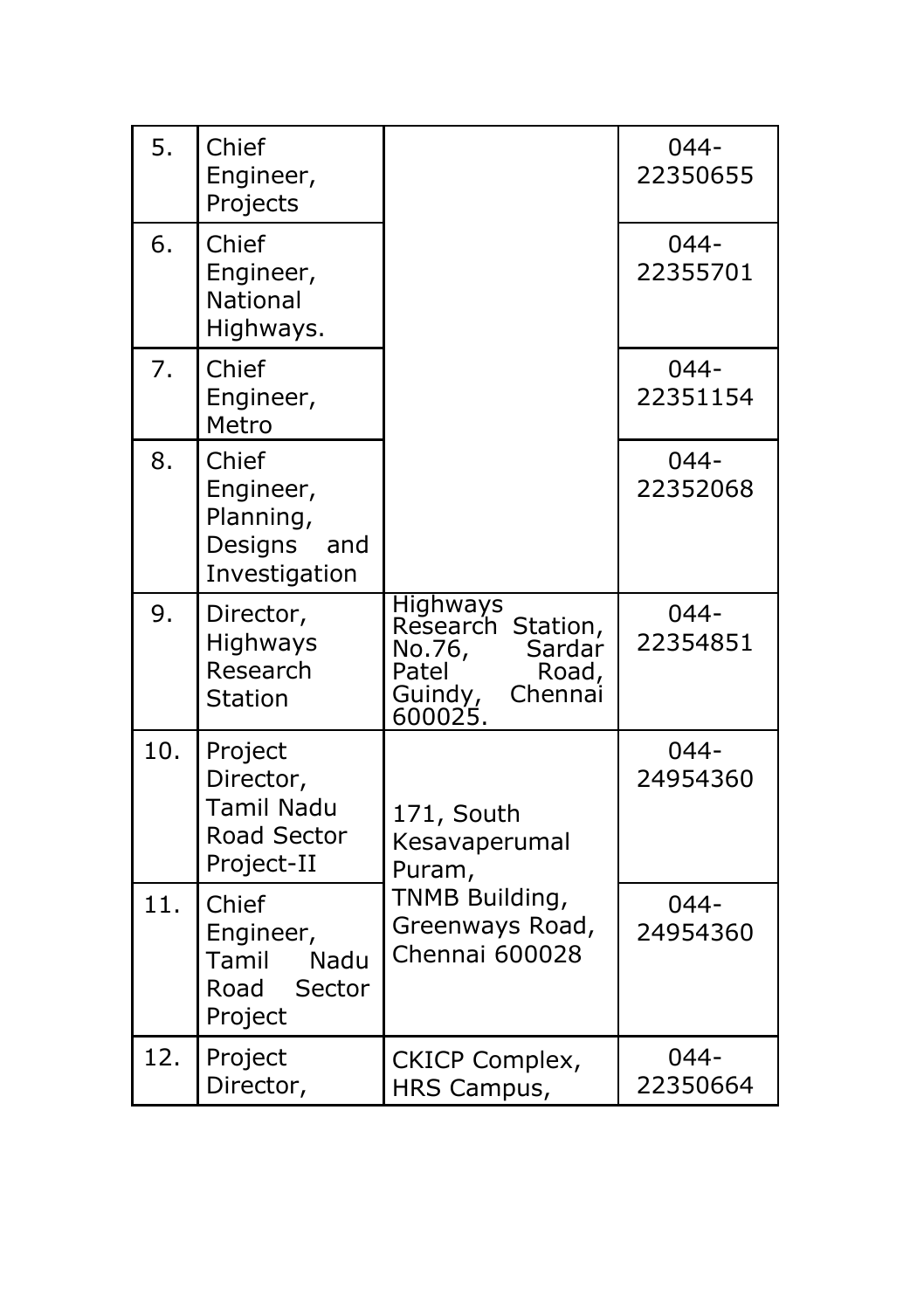| 5. | Chief Engineer, Projects | | 044-22350655 |
|---|---|---|---|
| 6. | Chief Engineer, National Highways. | | 044-22355701 |
| 7. | Chief Engineer, Metro | | 044-22351154 |
| 8. | Chief Engineer, Planning, Designs and Investigation | | 044-22352068 |
| 9. | Director, Highways Research Station | Highways Research Station, No.76, Sardar Patel Road, Guindy, Chennai 600025. | 044-22354851 |
| 10. | Project Director, Tamil Nadu Road Sector Project-II | 171, South Kesavaperumal Puram, TNMB Building, Greenways Road, Chennai 600028 | 044-24954360 |
| 11. | Chief Engineer, Tamil Nadu Road Sector Project | | 044-24954360 |
| 12. | Project Director, | CKICP Complex, HRS Campus, | 044-22350664 |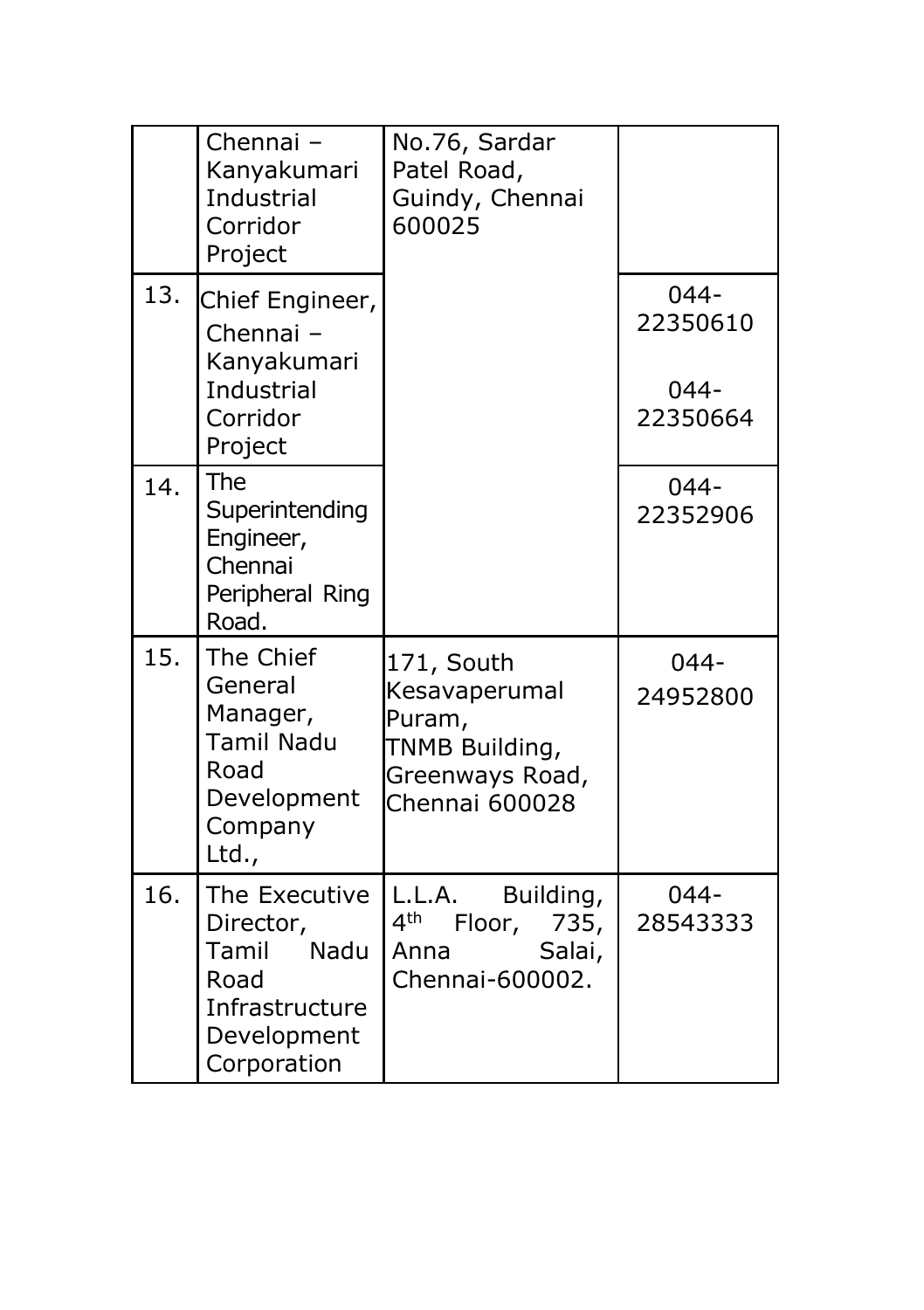| | | | |
|---|---|---|---|
| | Chennai – Kanyakumari Industrial Corridor Project | No.76, Sardar Patel Road, Guindy, Chennai 600025 | |
| 13. | Chief Engineer, Chennai – Kanyakumari Industrial Corridor Project | | 044-22350610<br>044-22350664 |
| 14. | The Superintending Engineer, Chennai Peripheral Ring Road. | | 044-22352906 |
| 15. | The Chief General Manager, Tamil Nadu Road Development Company Ltd., | 171, South Kesavaperumal Puram, TNMB Building, Greenways Road, Chennai 600028 | 044-24952800 |
| 16. | The Executive Director, Tamil Nadu Road Infrastructure Development Corporation | L.L.A. Building, 4th Floor, 735, Anna Salai, Chennai-600002. | 044-28543333 |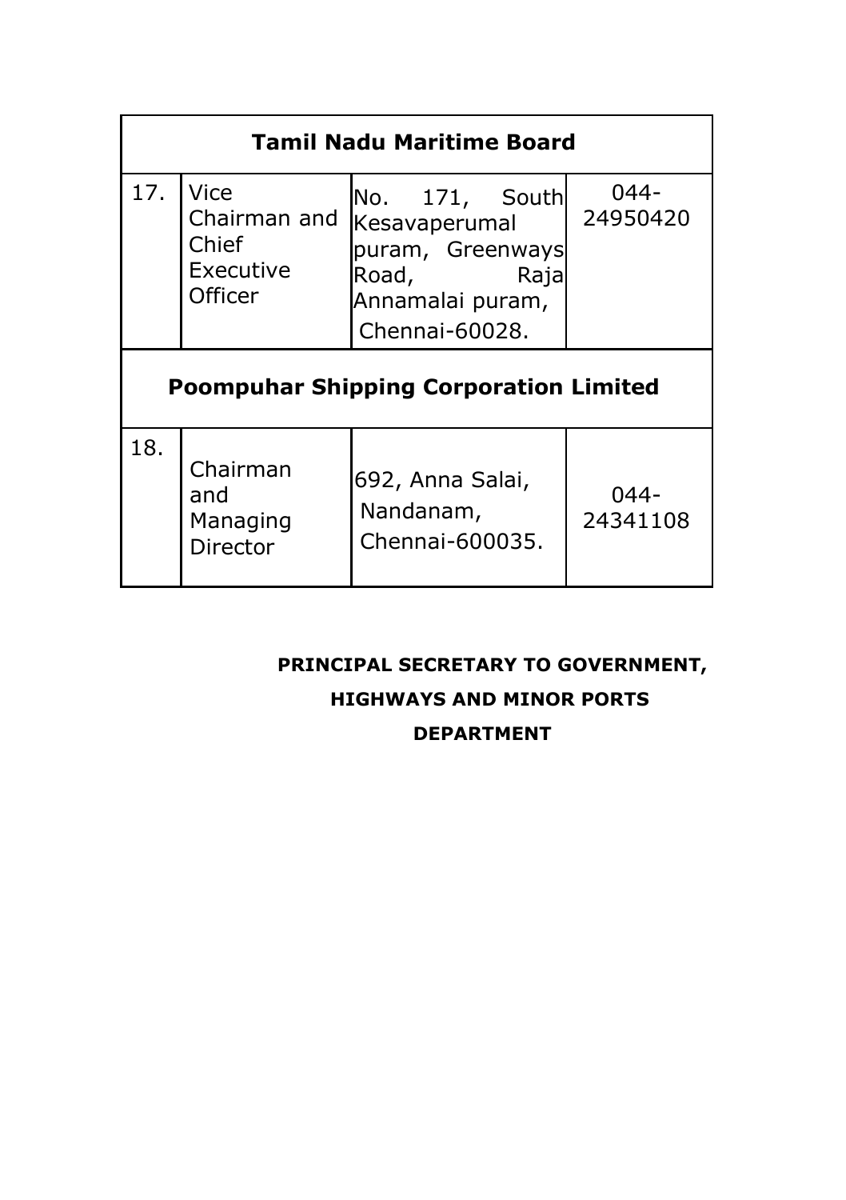| Tamil Nadu Maritime Board | | | |
|---|---|---|---|
| 17. | Vice Chairman and Chief Executive Officer | No. 171, South Kesavaperumal puram, Greenways Road, Raja Annamalai puram, Chennai-60028. | 044-24950420 |
| **Poompuhar Shipping Corporation Limited** | | | |
| 18. | Chairman and Managing Director | 692, Anna Salai, Nandanam, Chennai-600035. | 044-24341108 |

**PRINCIPAL SECRETARY TO GOVERNMENT,**
**HIGHWAYS AND MINOR PORTS**
**DEPARTMENT**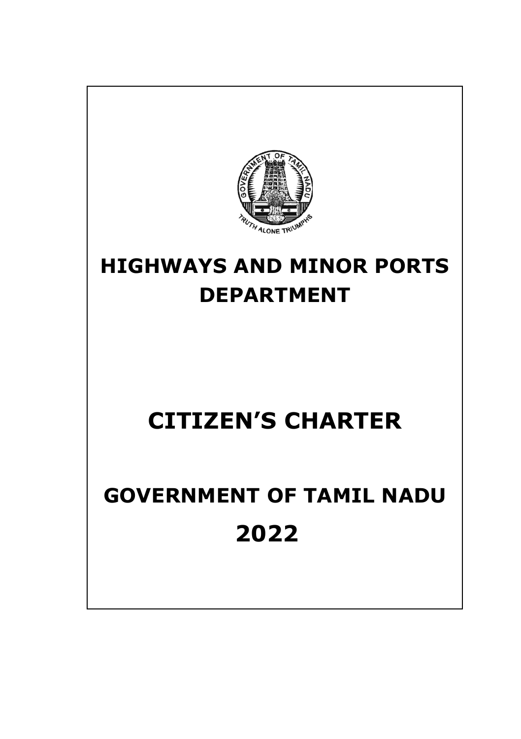# HIGHWAYS AND MINOR PORTS DEPARTMENT

# CITIZEN'S CHARTER

# GOVERNMENT OF TAMIL NADU

# 2022